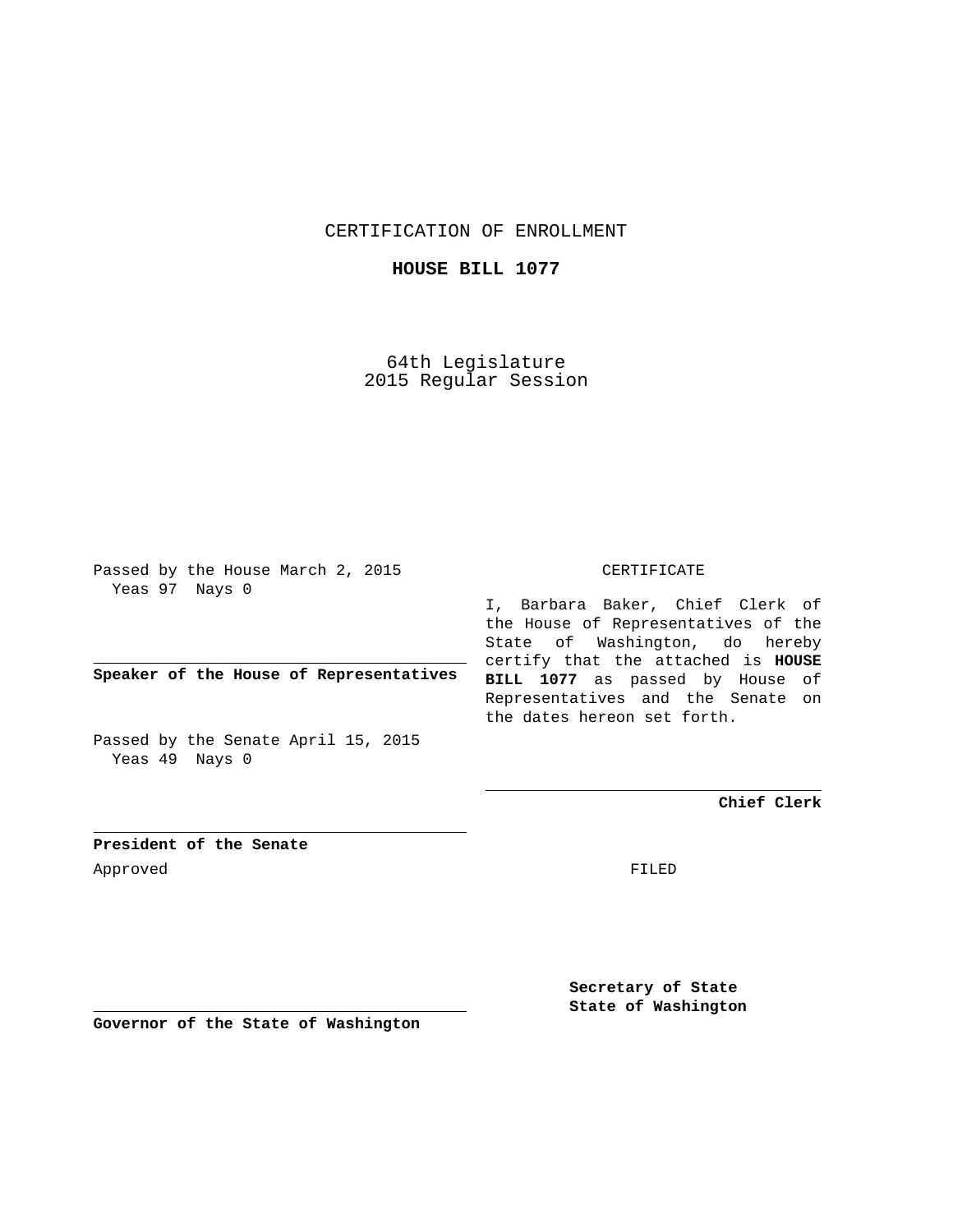CERTIFICATION OF ENROLLMENT

**HOUSE BILL 1077**

64th Legislature
2015 Regular Session

Passed by the House March 2, 2015
Yeas 97 Nays 0

**Speaker of the House of Representatives**

Passed by the Senate April 15, 2015
Yeas 49 Nays 0

**President of the Senate**

Approved

**Governor of the State of Washington**

CERTIFICATE

I, Barbara Baker, Chief Clerk of the House of Representatives of the State of Washington, do hereby certify that the attached is **HOUSE BILL 1077** as passed by House of Representatives and the Senate on the dates hereon set forth.

**Chief Clerk**

FILED

**Secretary of State**
**State of Washington**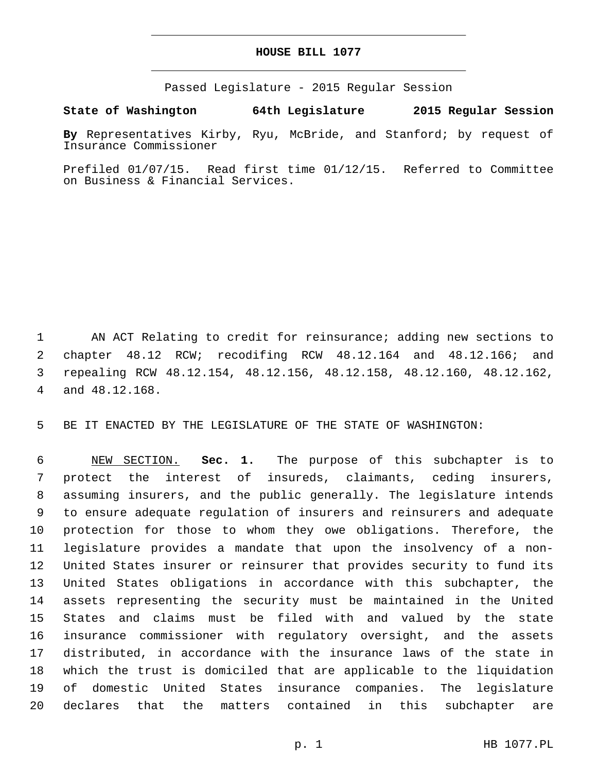# HOUSE BILL 1077

Passed Legislature - 2015 Regular Session

**State of Washington 64th Legislature 2015 Regular Session**

**By** Representatives Kirby, Ryu, McBride, and Stanford; by request of Insurance Commissioner

Prefiled 01/07/15. Read first time 01/12/15. Referred to Committee on Business & Financial Services.

AN ACT Relating to credit for reinsurance; adding new sections to chapter 48.12 RCW; recodifing RCW 48.12.164 and 48.12.166; and repealing RCW 48.12.154, 48.12.156, 48.12.158, 48.12.160, 48.12.162, and 48.12.168.

BE IT ENACTED BY THE LEGISLATURE OF THE STATE OF WASHINGTON:

NEW SECTION. **Sec. 1.** The purpose of this subchapter is to protect the interest of insureds, claimants, ceding insurers, assuming insurers, and the public generally. The legislature intends to ensure adequate regulation of insurers and reinsurers and adequate protection for those to whom they owe obligations. Therefore, the legislature provides a mandate that upon the insolvency of a non-United States insurer or reinsurer that provides security to fund its United States obligations in accordance with this subchapter, the assets representing the security must be maintained in the United States and claims must be filed with and valued by the state insurance commissioner with regulatory oversight, and the assets distributed, in accordance with the insurance laws of the state in which the trust is domiciled that are applicable to the liquidation of domestic United States insurance companies. The legislature declares that the matters contained in this subchapter are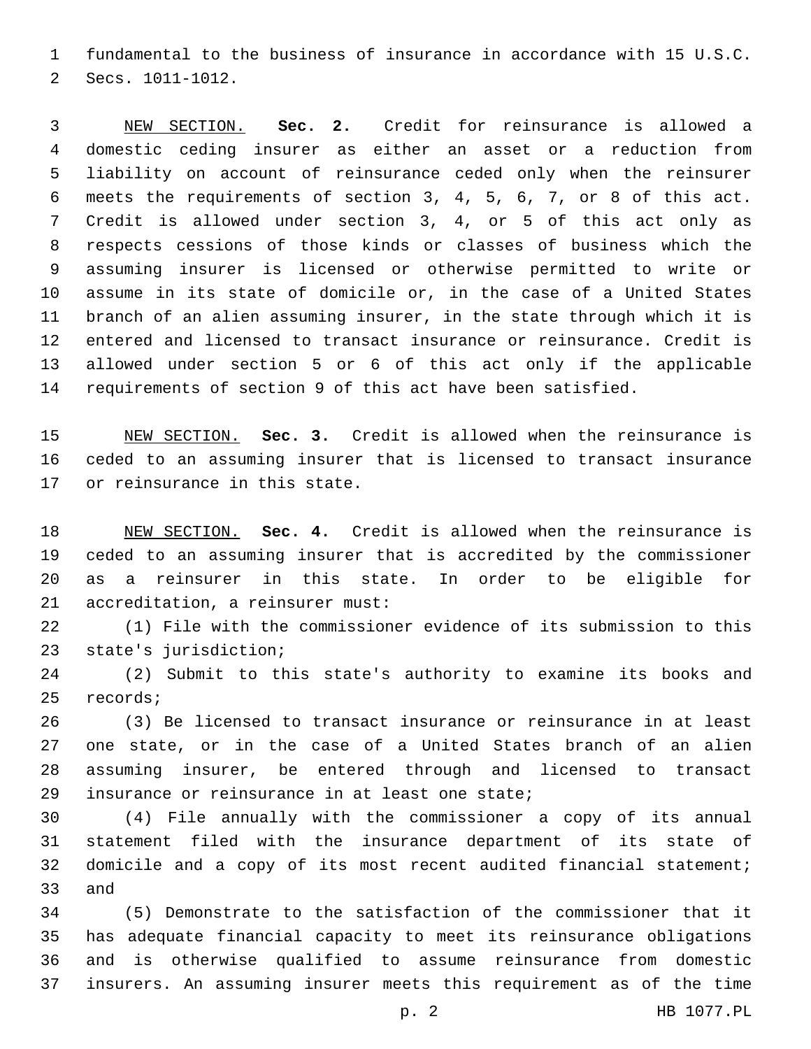fundamental to the business of insurance in accordance with 15 U.S.C. Secs. 1011-1012.

NEW SECTION. **Sec. 2.** Credit for reinsurance is allowed a domestic ceding insurer as either an asset or a reduction from liability on account of reinsurance ceded only when the reinsurer meets the requirements of section 3, 4, 5, 6, 7, or 8 of this act. Credit is allowed under section 3, 4, or 5 of this act only as respects cessions of those kinds or classes of business which the assuming insurer is licensed or otherwise permitted to write or assume in its state of domicile or, in the case of a United States branch of an alien assuming insurer, in the state through which it is entered and licensed to transact insurance or reinsurance. Credit is allowed under section 5 or 6 of this act only if the applicable requirements of section 9 of this act have been satisfied.

NEW SECTION. **Sec. 3.** Credit is allowed when the reinsurance is ceded to an assuming insurer that is licensed to transact insurance or reinsurance in this state.

NEW SECTION. **Sec. 4.** Credit is allowed when the reinsurance is ceded to an assuming insurer that is accredited by the commissioner as a reinsurer in this state. In order to be eligible for accreditation, a reinsurer must:

(1) File with the commissioner evidence of its submission to this state's jurisdiction;

(2) Submit to this state's authority to examine its books and records;

(3) Be licensed to transact insurance or reinsurance in at least one state, or in the case of a United States branch of an alien assuming insurer, be entered through and licensed to transact insurance or reinsurance in at least one state;

(4) File annually with the commissioner a copy of its annual statement filed with the insurance department of its state of domicile and a copy of its most recent audited financial statement; and

(5) Demonstrate to the satisfaction of the commissioner that it has adequate financial capacity to meet its reinsurance obligations and is otherwise qualified to assume reinsurance from domestic insurers. An assuming insurer meets this requirement as of the time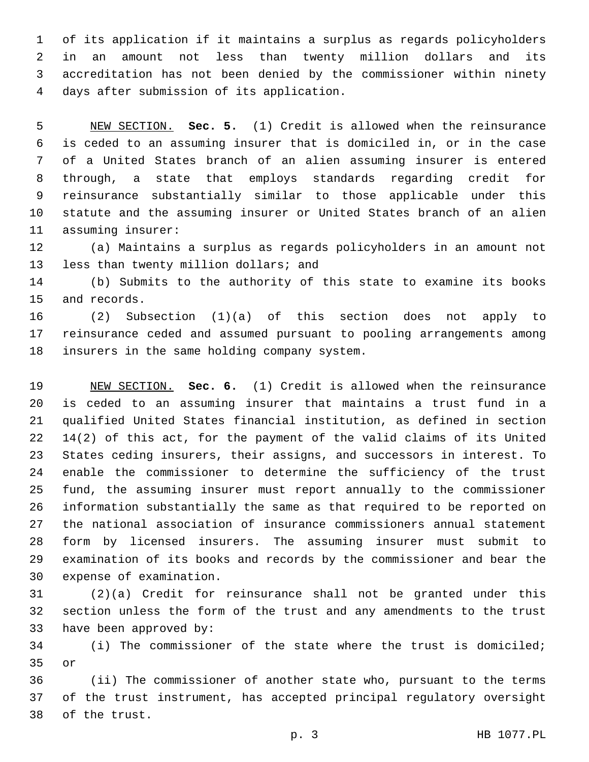of its application if it maintains a surplus as regards policyholders in an amount not less than twenty million dollars and its accreditation has not been denied by the commissioner within ninety days after submission of its application.

NEW SECTION. **Sec. 5.** (1) Credit is allowed when the reinsurance is ceded to an assuming insurer that is domiciled in, or in the case of a United States branch of an alien assuming insurer is entered through, a state that employs standards regarding credit for reinsurance substantially similar to those applicable under this statute and the assuming insurer or United States branch of an alien assuming insurer:

(a) Maintains a surplus as regards policyholders in an amount not less than twenty million dollars; and

(b) Submits to the authority of this state to examine its books and records.

(2) Subsection (1)(a) of this section does not apply to reinsurance ceded and assumed pursuant to pooling arrangements among insurers in the same holding company system.

NEW SECTION. **Sec. 6.** (1) Credit is allowed when the reinsurance is ceded to an assuming insurer that maintains a trust fund in a qualified United States financial institution, as defined in section 14(2) of this act, for the payment of the valid claims of its United States ceding insurers, their assigns, and successors in interest. To enable the commissioner to determine the sufficiency of the trust fund, the assuming insurer must report annually to the commissioner information substantially the same as that required to be reported on the national association of insurance commissioners annual statement form by licensed insurers. The assuming insurer must submit to examination of its books and records by the commissioner and bear the expense of examination.

(2)(a) Credit for reinsurance shall not be granted under this section unless the form of the trust and any amendments to the trust have been approved by:

(i) The commissioner of the state where the trust is domiciled; or

(ii) The commissioner of another state who, pursuant to the terms of the trust instrument, has accepted principal regulatory oversight of the trust.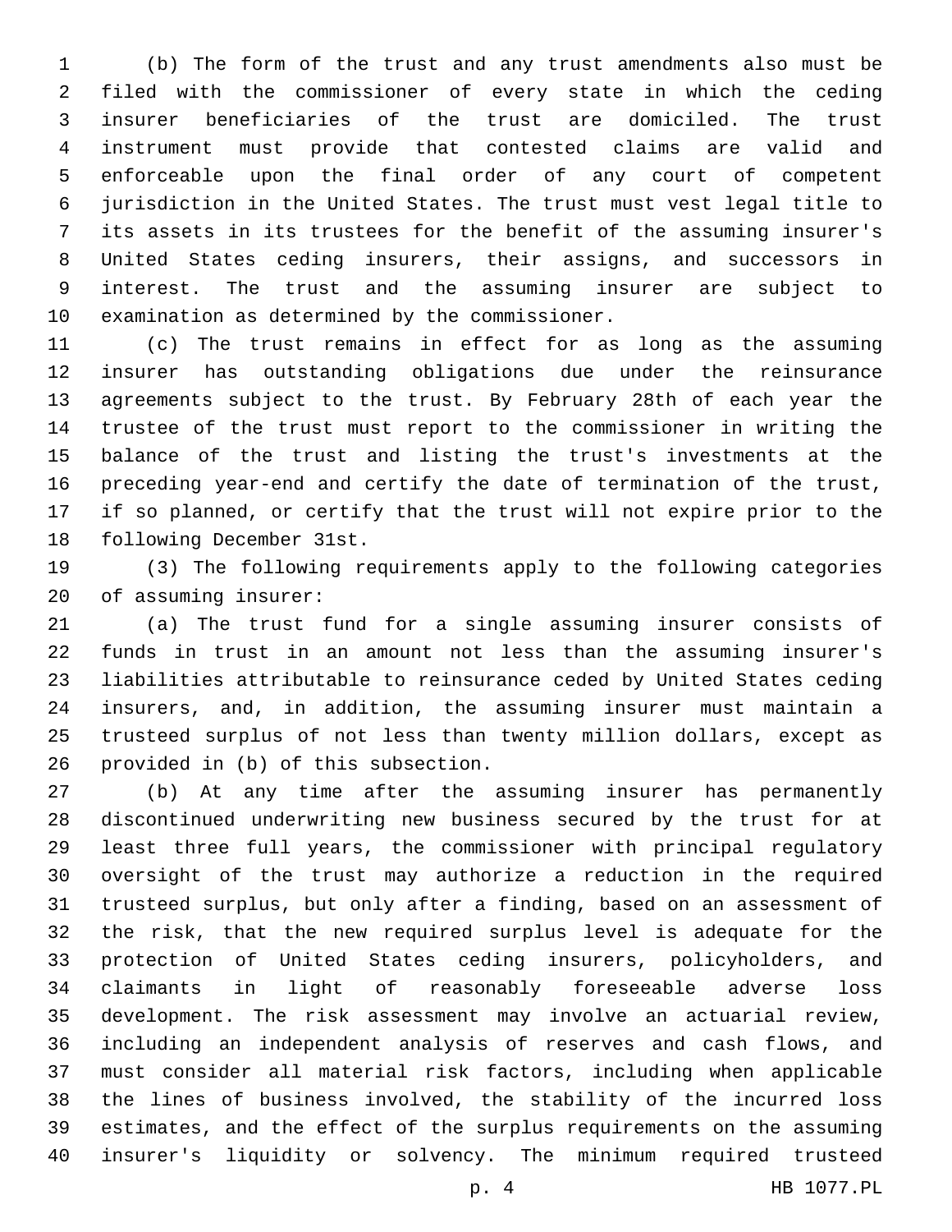(b) The form of the trust and any trust amendments also must be filed with the commissioner of every state in which the ceding insurer beneficiaries of the trust are domiciled. The trust instrument must provide that contested claims are valid and enforceable upon the final order of any court of competent jurisdiction in the United States. The trust must vest legal title to its assets in its trustees for the benefit of the assuming insurer's United States ceding insurers, their assigns, and successors in interest. The trust and the assuming insurer are subject to examination as determined by the commissioner.

(c) The trust remains in effect for as long as the assuming insurer has outstanding obligations due under the reinsurance agreements subject to the trust. By February 28th of each year the trustee of the trust must report to the commissioner in writing the balance of the trust and listing the trust's investments at the preceding year-end and certify the date of termination of the trust, if so planned, or certify that the trust will not expire prior to the following December 31st.

(3) The following requirements apply to the following categories of assuming insurer:

(a) The trust fund for a single assuming insurer consists of funds in trust in an amount not less than the assuming insurer's liabilities attributable to reinsurance ceded by United States ceding insurers, and, in addition, the assuming insurer must maintain a trusteed surplus of not less than twenty million dollars, except as provided in (b) of this subsection.

(b) At any time after the assuming insurer has permanently discontinued underwriting new business secured by the trust for at least three full years, the commissioner with principal regulatory oversight of the trust may authorize a reduction in the required trusteed surplus, but only after a finding, based on an assessment of the risk, that the new required surplus level is adequate for the protection of United States ceding insurers, policyholders, and claimants in light of reasonably foreseeable adverse loss development. The risk assessment may involve an actuarial review, including an independent analysis of reserves and cash flows, and must consider all material risk factors, including when applicable the lines of business involved, the stability of the incurred loss estimates, and the effect of the surplus requirements on the assuming insurer's liquidity or solvency. The minimum required trusteed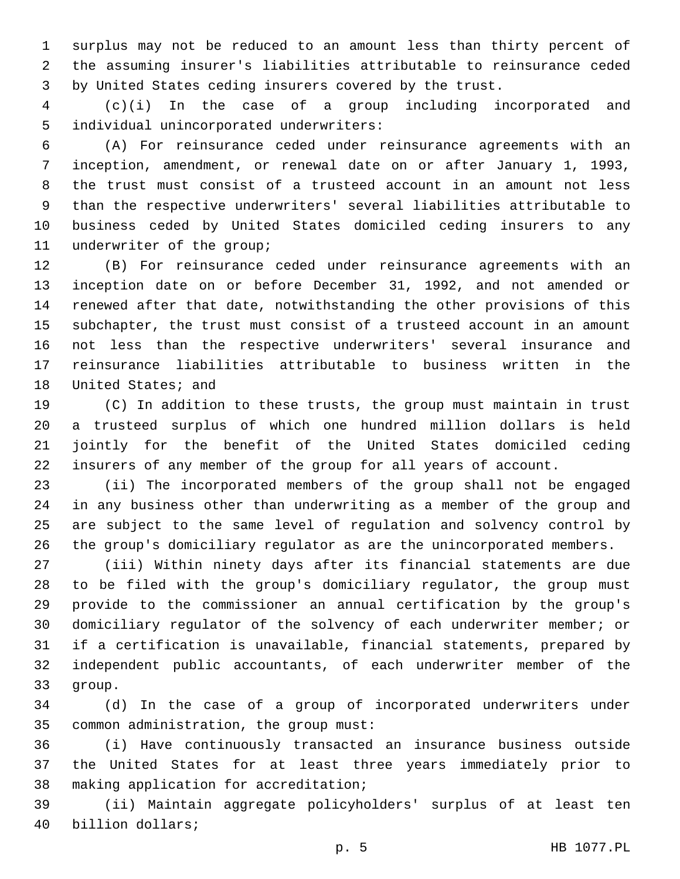surplus may not be reduced to an amount less than thirty percent of the assuming insurer's liabilities attributable to reinsurance ceded by United States ceding insurers covered by the trust.

(c)(i) In the case of a group including incorporated and individual unincorporated underwriters:

(A) For reinsurance ceded under reinsurance agreements with an inception, amendment, or renewal date on or after January 1, 1993, the trust must consist of a trusteed account in an amount not less than the respective underwriters' several liabilities attributable to business ceded by United States domiciled ceding insurers to any underwriter of the group;

(B) For reinsurance ceded under reinsurance agreements with an inception date on or before December 31, 1992, and not amended or renewed after that date, notwithstanding the other provisions of this subchapter, the trust must consist of a trusteed account in an amount not less than the respective underwriters' several insurance and reinsurance liabilities attributable to business written in the United States; and

(C) In addition to these trusts, the group must maintain in trust a trusteed surplus of which one hundred million dollars is held jointly for the benefit of the United States domiciled ceding insurers of any member of the group for all years of account.

(ii) The incorporated members of the group shall not be engaged in any business other than underwriting as a member of the group and are subject to the same level of regulation and solvency control by the group's domiciliary regulator as are the unincorporated members.

(iii) Within ninety days after its financial statements are due to be filed with the group's domiciliary regulator, the group must provide to the commissioner an annual certification by the group's domiciliary regulator of the solvency of each underwriter member; or if a certification is unavailable, financial statements, prepared by independent public accountants, of each underwriter member of the group.

(d) In the case of a group of incorporated underwriters under common administration, the group must:

(i) Have continuously transacted an insurance business outside the United States for at least three years immediately prior to making application for accreditation;

(ii) Maintain aggregate policyholders' surplus of at least ten billion dollars;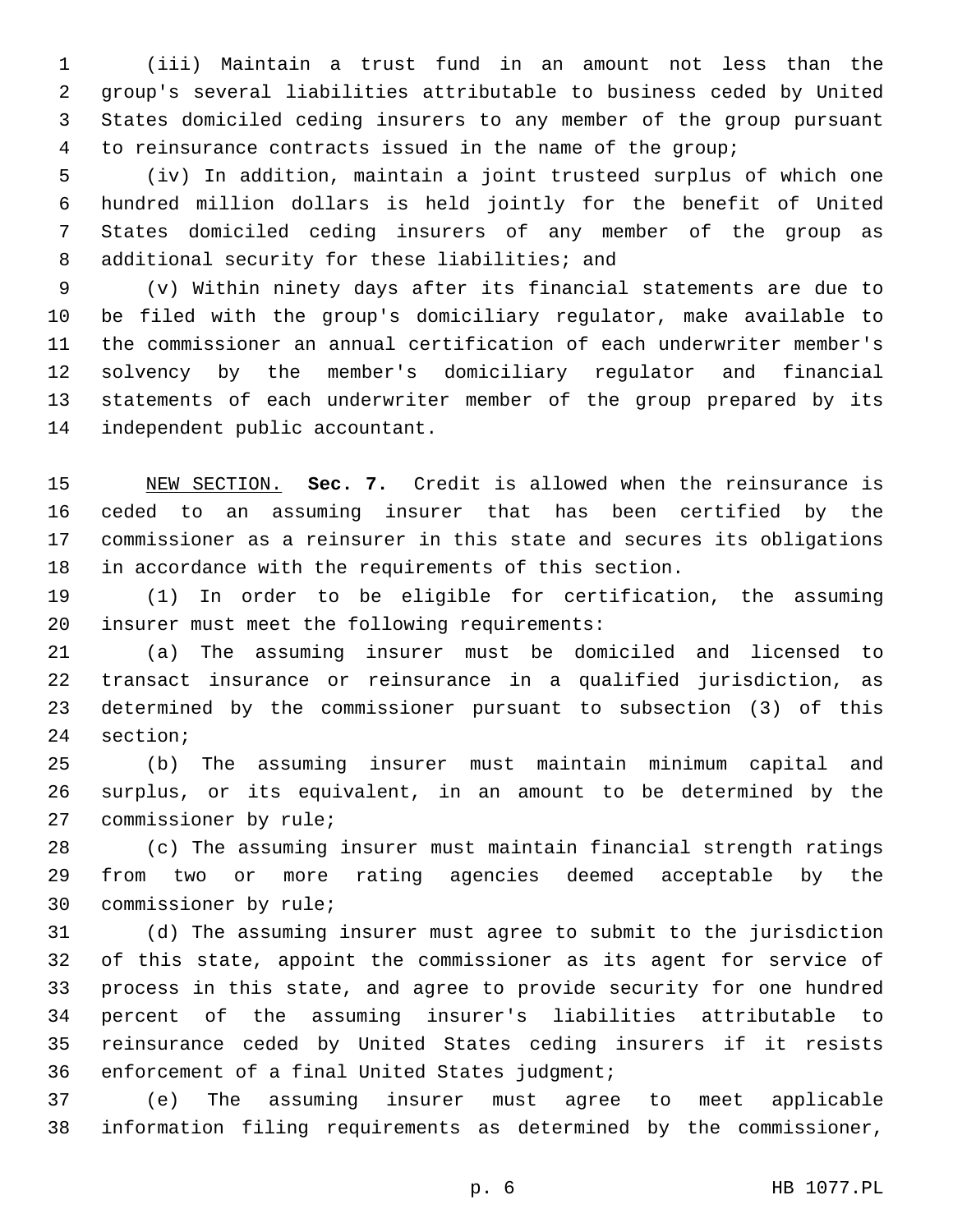(iii) Maintain a trust fund in an amount not less than the group's several liabilities attributable to business ceded by United States domiciled ceding insurers to any member of the group pursuant to reinsurance contracts issued in the name of the group;

(iv) In addition, maintain a joint trusteed surplus of which one hundred million dollars is held jointly for the benefit of United States domiciled ceding insurers of any member of the group as additional security for these liabilities; and

(v) Within ninety days after its financial statements are due to be filed with the group's domiciliary regulator, make available to the commissioner an annual certification of each underwriter member's solvency by the member's domiciliary regulator and financial statements of each underwriter member of the group prepared by its independent public accountant.

NEW SECTION. **Sec. 7.** Credit is allowed when the reinsurance is ceded to an assuming insurer that has been certified by the commissioner as a reinsurer in this state and secures its obligations in accordance with the requirements of this section.

(1) In order to be eligible for certification, the assuming insurer must meet the following requirements:

(a) The assuming insurer must be domiciled and licensed to transact insurance or reinsurance in a qualified jurisdiction, as determined by the commissioner pursuant to subsection (3) of this section;

(b) The assuming insurer must maintain minimum capital and surplus, or its equivalent, in an amount to be determined by the commissioner by rule;

(c) The assuming insurer must maintain financial strength ratings from two or more rating agencies deemed acceptable by the commissioner by rule;

(d) The assuming insurer must agree to submit to the jurisdiction of this state, appoint the commissioner as its agent for service of process in this state, and agree to provide security for one hundred percent of the assuming insurer's liabilities attributable to reinsurance ceded by United States ceding insurers if it resists enforcement of a final United States judgment;

(e) The assuming insurer must agree to meet applicable information filing requirements as determined by the commissioner,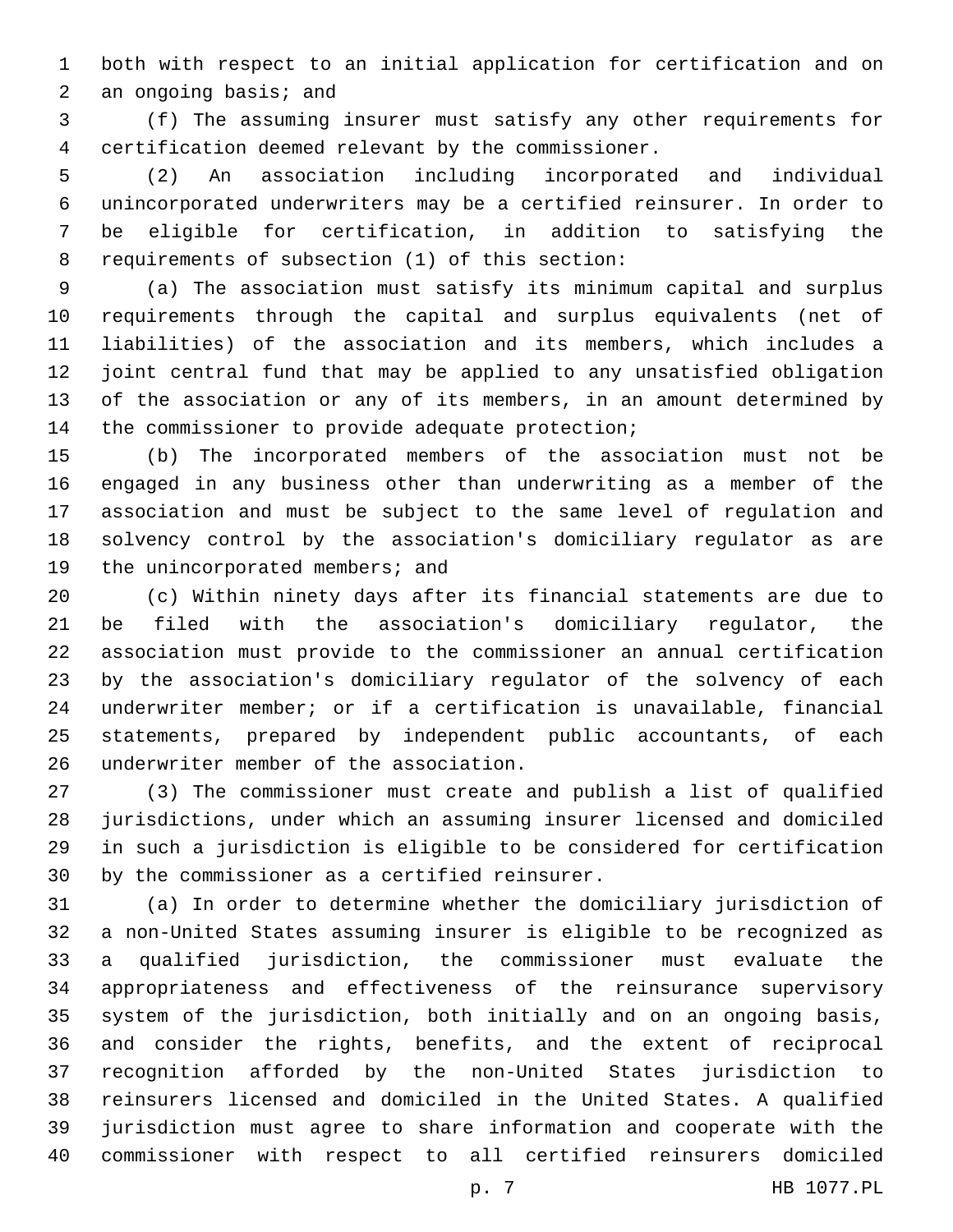both with respect to an initial application for certification and on an ongoing basis; and

(f) The assuming insurer must satisfy any other requirements for certification deemed relevant by the commissioner.

(2) An association including incorporated and individual unincorporated underwriters may be a certified reinsurer. In order to be eligible for certification, in addition to satisfying the requirements of subsection (1) of this section:

(a) The association must satisfy its minimum capital and surplus requirements through the capital and surplus equivalents (net of liabilities) of the association and its members, which includes a joint central fund that may be applied to any unsatisfied obligation of the association or any of its members, in an amount determined by the commissioner to provide adequate protection;

(b) The incorporated members of the association must not be engaged in any business other than underwriting as a member of the association and must be subject to the same level of regulation and solvency control by the association's domiciliary regulator as are the unincorporated members; and

(c) Within ninety days after its financial statements are due to be filed with the association's domiciliary regulator, the association must provide to the commissioner an annual certification by the association's domiciliary regulator of the solvency of each underwriter member; or if a certification is unavailable, financial statements, prepared by independent public accountants, of each underwriter member of the association.

(3) The commissioner must create and publish a list of qualified jurisdictions, under which an assuming insurer licensed and domiciled in such a jurisdiction is eligible to be considered for certification by the commissioner as a certified reinsurer.

(a) In order to determine whether the domiciliary jurisdiction of a non-United States assuming insurer is eligible to be recognized as a qualified jurisdiction, the commissioner must evaluate the appropriateness and effectiveness of the reinsurance supervisory system of the jurisdiction, both initially and on an ongoing basis, and consider the rights, benefits, and the extent of reciprocal recognition afforded by the non-United States jurisdiction to reinsurers licensed and domiciled in the United States. A qualified jurisdiction must agree to share information and cooperate with the commissioner with respect to all certified reinsurers domiciled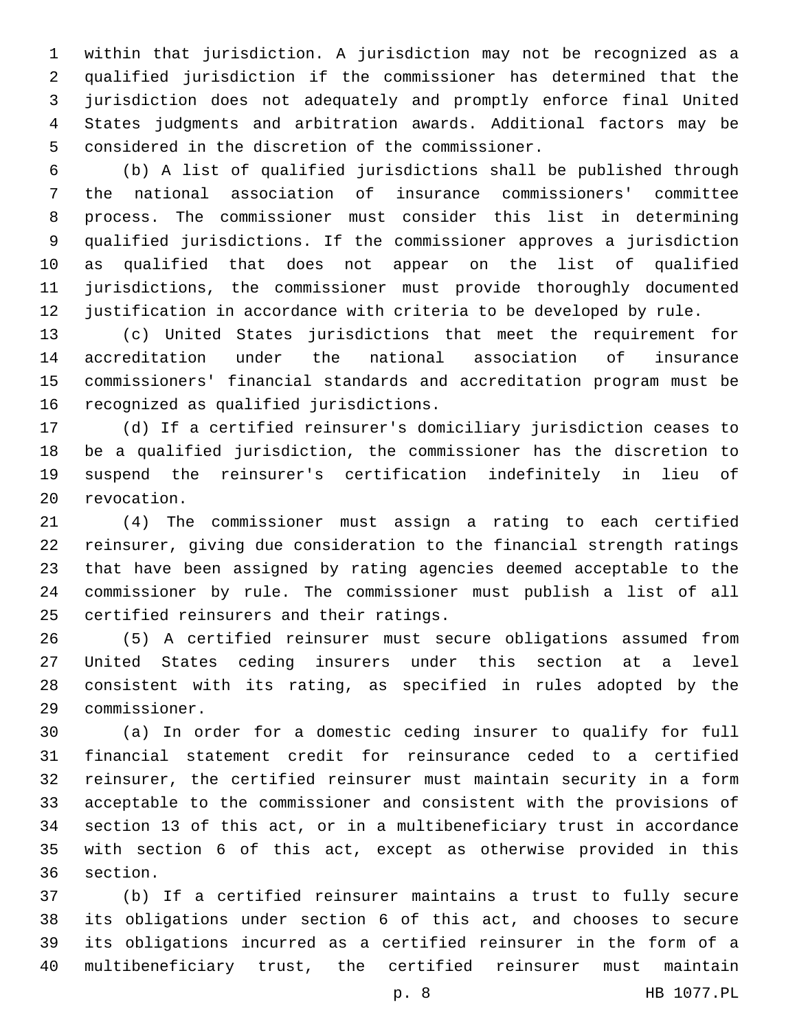within that jurisdiction. A jurisdiction may not be recognized as a qualified jurisdiction if the commissioner has determined that the jurisdiction does not adequately and promptly enforce final United States judgments and arbitration awards. Additional factors may be considered in the discretion of the commissioner.

(b) A list of qualified jurisdictions shall be published through the national association of insurance commissioners' committee process. The commissioner must consider this list in determining qualified jurisdictions. If the commissioner approves a jurisdiction as qualified that does not appear on the list of qualified jurisdictions, the commissioner must provide thoroughly documented justification in accordance with criteria to be developed by rule.

(c) United States jurisdictions that meet the requirement for accreditation under the national association of insurance commissioners' financial standards and accreditation program must be recognized as qualified jurisdictions.

(d) If a certified reinsurer's domiciliary jurisdiction ceases to be a qualified jurisdiction, the commissioner has the discretion to suspend the reinsurer's certification indefinitely in lieu of revocation.

(4) The commissioner must assign a rating to each certified reinsurer, giving due consideration to the financial strength ratings that have been assigned by rating agencies deemed acceptable to the commissioner by rule. The commissioner must publish a list of all certified reinsurers and their ratings.

(5) A certified reinsurer must secure obligations assumed from United States ceding insurers under this section at a level consistent with its rating, as specified in rules adopted by the commissioner.

(a) In order for a domestic ceding insurer to qualify for full financial statement credit for reinsurance ceded to a certified reinsurer, the certified reinsurer must maintain security in a form acceptable to the commissioner and consistent with the provisions of section 13 of this act, or in a multibeneficiary trust in accordance with section 6 of this act, except as otherwise provided in this section.

(b) If a certified reinsurer maintains a trust to fully secure its obligations under section 6 of this act, and chooses to secure its obligations incurred as a certified reinsurer in the form of a multibeneficiary trust, the certified reinsurer must maintain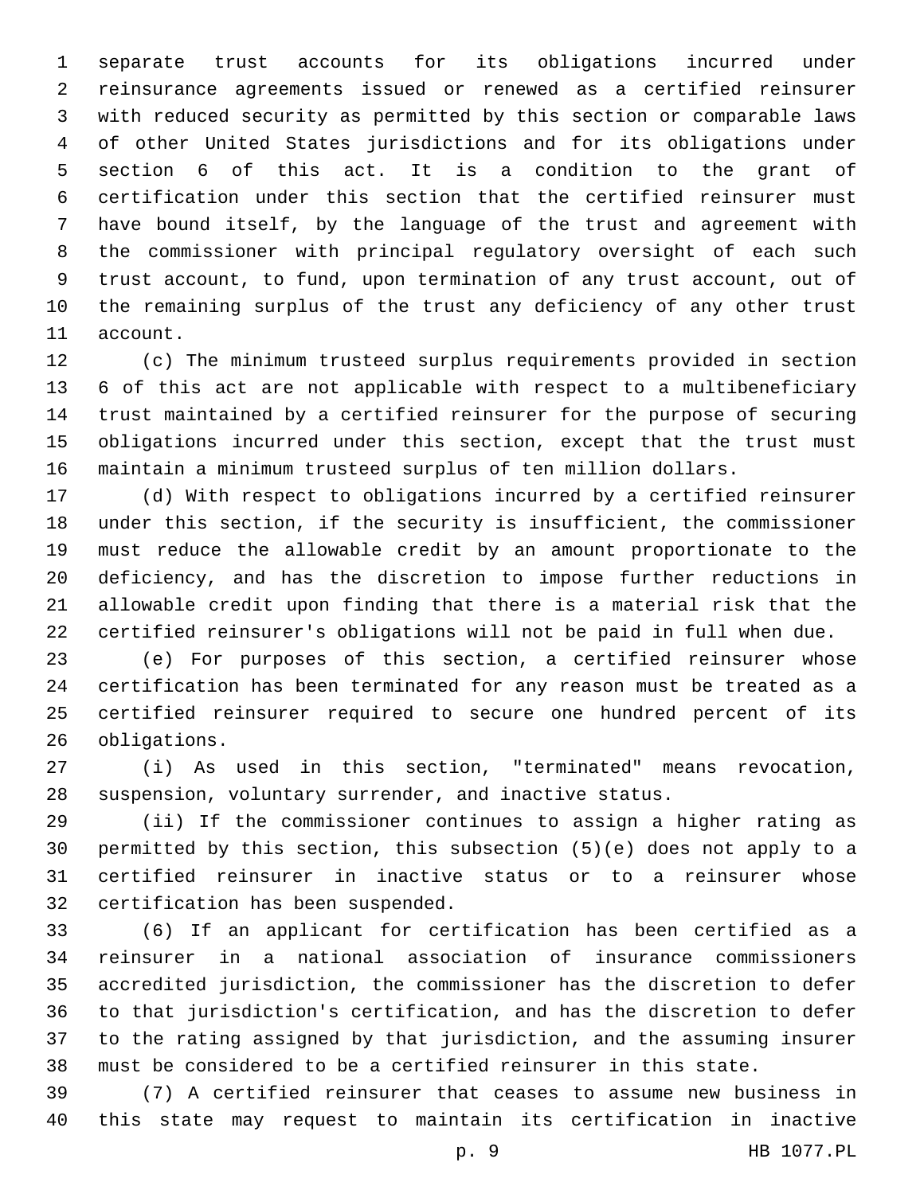separate trust accounts for its obligations incurred under reinsurance agreements issued or renewed as a certified reinsurer with reduced security as permitted by this section or comparable laws of other United States jurisdictions and for its obligations under section 6 of this act. It is a condition to the grant of certification under this section that the certified reinsurer must have bound itself, by the language of the trust and agreement with the commissioner with principal regulatory oversight of each such trust account, to fund, upon termination of any trust account, out of the remaining surplus of the trust any deficiency of any other trust account.

(c) The minimum trusteed surplus requirements provided in section 6 of this act are not applicable with respect to a multibeneficiary trust maintained by a certified reinsurer for the purpose of securing obligations incurred under this section, except that the trust must maintain a minimum trusteed surplus of ten million dollars.

(d) With respect to obligations incurred by a certified reinsurer under this section, if the security is insufficient, the commissioner must reduce the allowable credit by an amount proportionate to the deficiency, and has the discretion to impose further reductions in allowable credit upon finding that there is a material risk that the certified reinsurer's obligations will not be paid in full when due.

(e) For purposes of this section, a certified reinsurer whose certification has been terminated for any reason must be treated as a certified reinsurer required to secure one hundred percent of its obligations.

(i) As used in this section, "terminated" means revocation, suspension, voluntary surrender, and inactive status.

(ii) If the commissioner continues to assign a higher rating as permitted by this section, this subsection (5)(e) does not apply to a certified reinsurer in inactive status or to a reinsurer whose certification has been suspended.

(6) If an applicant for certification has been certified as a reinsurer in a national association of insurance commissioners accredited jurisdiction, the commissioner has the discretion to defer to that jurisdiction's certification, and has the discretion to defer to the rating assigned by that jurisdiction, and the assuming insurer must be considered to be a certified reinsurer in this state.

(7) A certified reinsurer that ceases to assume new business in this state may request to maintain its certification in inactive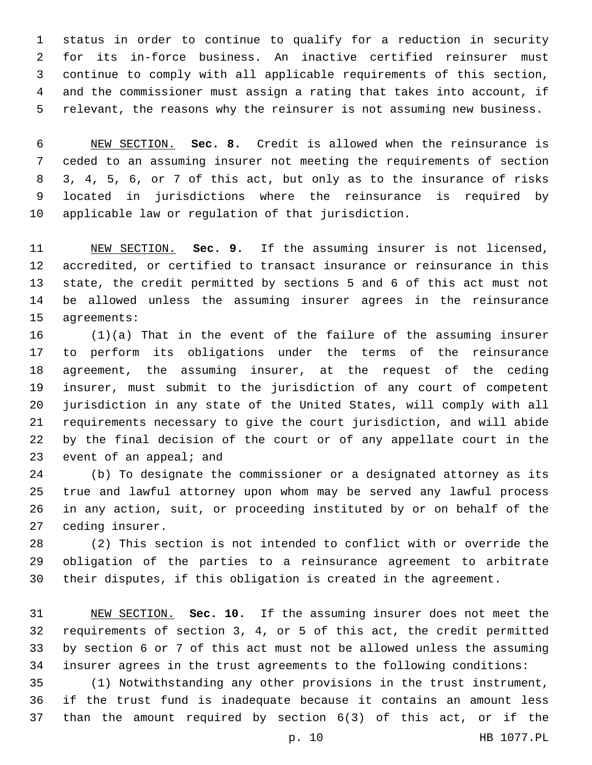status in order to continue to qualify for a reduction in security for its in-force business. An inactive certified reinsurer must continue to comply with all applicable requirements of this section, and the commissioner must assign a rating that takes into account, if relevant, the reasons why the reinsurer is not assuming new business.

NEW SECTION. **Sec. 8.** Credit is allowed when the reinsurance is ceded to an assuming insurer not meeting the requirements of section 3, 4, 5, 6, or 7 of this act, but only as to the insurance of risks located in jurisdictions where the reinsurance is required by applicable law or regulation of that jurisdiction.

NEW SECTION. **Sec. 9.** If the assuming insurer is not licensed, accredited, or certified to transact insurance or reinsurance in this state, the credit permitted by sections 5 and 6 of this act must not be allowed unless the assuming insurer agrees in the reinsurance agreements:

(1)(a) That in the event of the failure of the assuming insurer to perform its obligations under the terms of the reinsurance agreement, the assuming insurer, at the request of the ceding insurer, must submit to the jurisdiction of any court of competent jurisdiction in any state of the United States, will comply with all requirements necessary to give the court jurisdiction, and will abide by the final decision of the court or of any appellate court in the event of an appeal; and

(b) To designate the commissioner or a designated attorney as its true and lawful attorney upon whom may be served any lawful process in any action, suit, or proceeding instituted by or on behalf of the ceding insurer.

(2) This section is not intended to conflict with or override the obligation of the parties to a reinsurance agreement to arbitrate their disputes, if this obligation is created in the agreement.

NEW SECTION. **Sec. 10.** If the assuming insurer does not meet the requirements of section 3, 4, or 5 of this act, the credit permitted by section 6 or 7 of this act must not be allowed unless the assuming insurer agrees in the trust agreements to the following conditions:

(1) Notwithstanding any other provisions in the trust instrument, if the trust fund is inadequate because it contains an amount less than the amount required by section 6(3) of this act, or if the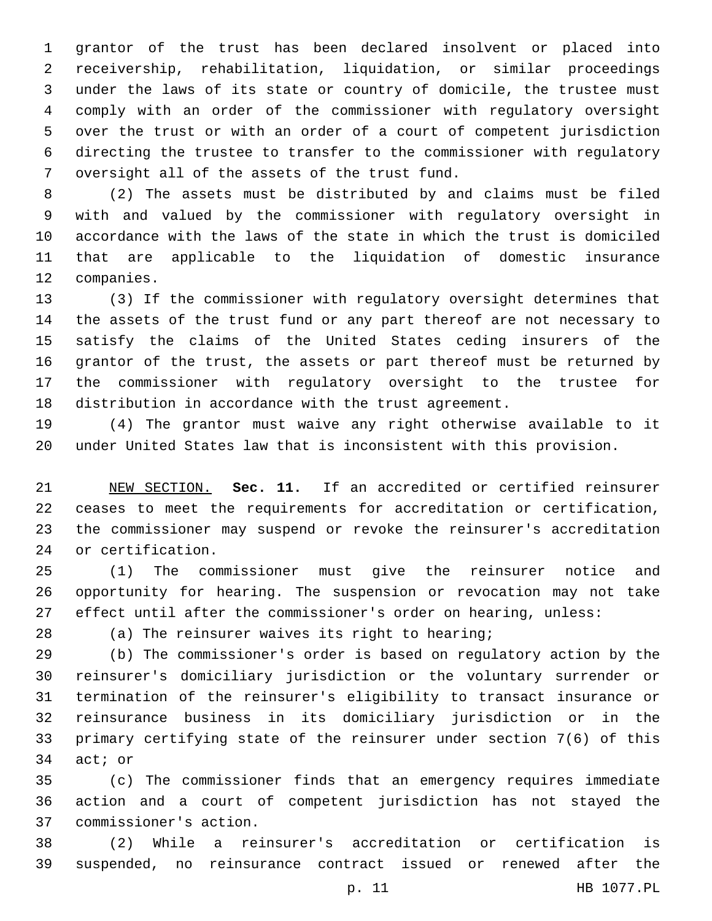grantor of the trust has been declared insolvent or placed into receivership, rehabilitation, liquidation, or similar proceedings under the laws of its state or country of domicile, the trustee must comply with an order of the commissioner with regulatory oversight over the trust or with an order of a court of competent jurisdiction directing the trustee to transfer to the commissioner with regulatory oversight all of the assets of the trust fund.

(2) The assets must be distributed by and claims must be filed with and valued by the commissioner with regulatory oversight in accordance with the laws of the state in which the trust is domiciled that are applicable to the liquidation of domestic insurance companies.

(3) If the commissioner with regulatory oversight determines that the assets of the trust fund or any part thereof are not necessary to satisfy the claims of the United States ceding insurers of the grantor of the trust, the assets or part thereof must be returned by the commissioner with regulatory oversight to the trustee for distribution in accordance with the trust agreement.

(4) The grantor must waive any right otherwise available to it under United States law that is inconsistent with this provision.

NEW SECTION. **Sec. 11.** If an accredited or certified reinsurer ceases to meet the requirements for accreditation or certification, the commissioner may suspend or revoke the reinsurer's accreditation or certification.

(1) The commissioner must give the reinsurer notice and opportunity for hearing. The suspension or revocation may not take effect until after the commissioner's order on hearing, unless:

(a) The reinsurer waives its right to hearing;

(b) The commissioner's order is based on regulatory action by the reinsurer's domiciliary jurisdiction or the voluntary surrender or termination of the reinsurer's eligibility to transact insurance or reinsurance business in its domiciliary jurisdiction or in the primary certifying state of the reinsurer under section 7(6) of this act; or

(c) The commissioner finds that an emergency requires immediate action and a court of competent jurisdiction has not stayed the commissioner's action.

(2) While a reinsurer's accreditation or certification is suspended, no reinsurance contract issued or renewed after the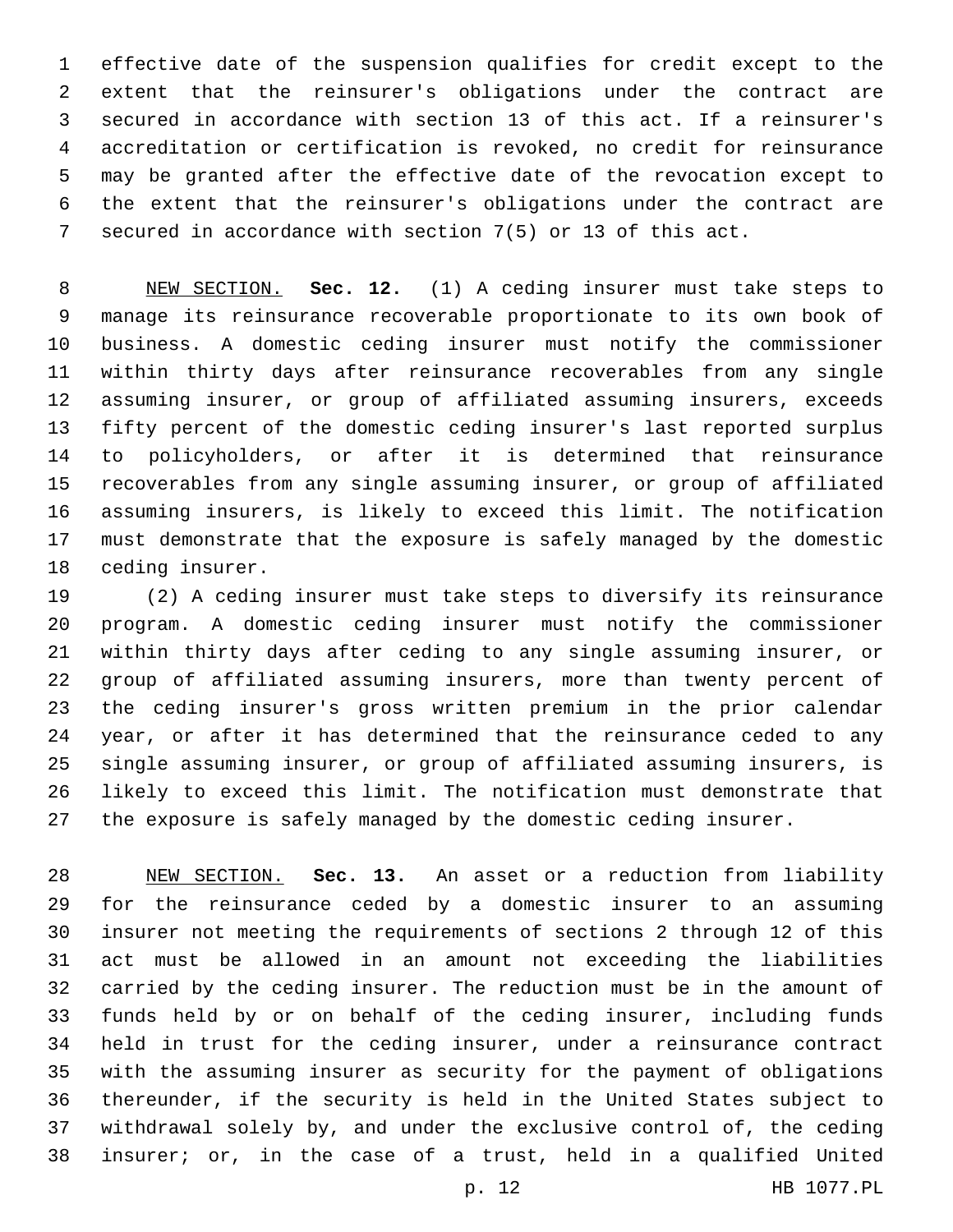effective date of the suspension qualifies for credit except to the extent that the reinsurer's obligations under the contract are secured in accordance with section 13 of this act. If a reinsurer's accreditation or certification is revoked, no credit for reinsurance may be granted after the effective date of the revocation except to the extent that the reinsurer's obligations under the contract are secured in accordance with section 7(5) or 13 of this act.

NEW SECTION. **Sec. 12.** (1) A ceding insurer must take steps to manage its reinsurance recoverable proportionate to its own book of business. A domestic ceding insurer must notify the commissioner within thirty days after reinsurance recoverables from any single assuming insurer, or group of affiliated assuming insurers, exceeds fifty percent of the domestic ceding insurer's last reported surplus to policyholders, or after it is determined that reinsurance recoverables from any single assuming insurer, or group of affiliated assuming insurers, is likely to exceed this limit. The notification must demonstrate that the exposure is safely managed by the domestic ceding insurer.

(2) A ceding insurer must take steps to diversify its reinsurance program. A domestic ceding insurer must notify the commissioner within thirty days after ceding to any single assuming insurer, or group of affiliated assuming insurers, more than twenty percent of the ceding insurer's gross written premium in the prior calendar year, or after it has determined that the reinsurance ceded to any single assuming insurer, or group of affiliated assuming insurers, is likely to exceed this limit. The notification must demonstrate that the exposure is safely managed by the domestic ceding insurer.

NEW SECTION. **Sec. 13.** An asset or a reduction from liability for the reinsurance ceded by a domestic insurer to an assuming insurer not meeting the requirements of sections 2 through 12 of this act must be allowed in an amount not exceeding the liabilities carried by the ceding insurer. The reduction must be in the amount of funds held by or on behalf of the ceding insurer, including funds held in trust for the ceding insurer, under a reinsurance contract with the assuming insurer as security for the payment of obligations thereunder, if the security is held in the United States subject to withdrawal solely by, and under the exclusive control of, the ceding insurer; or, in the case of a trust, held in a qualified United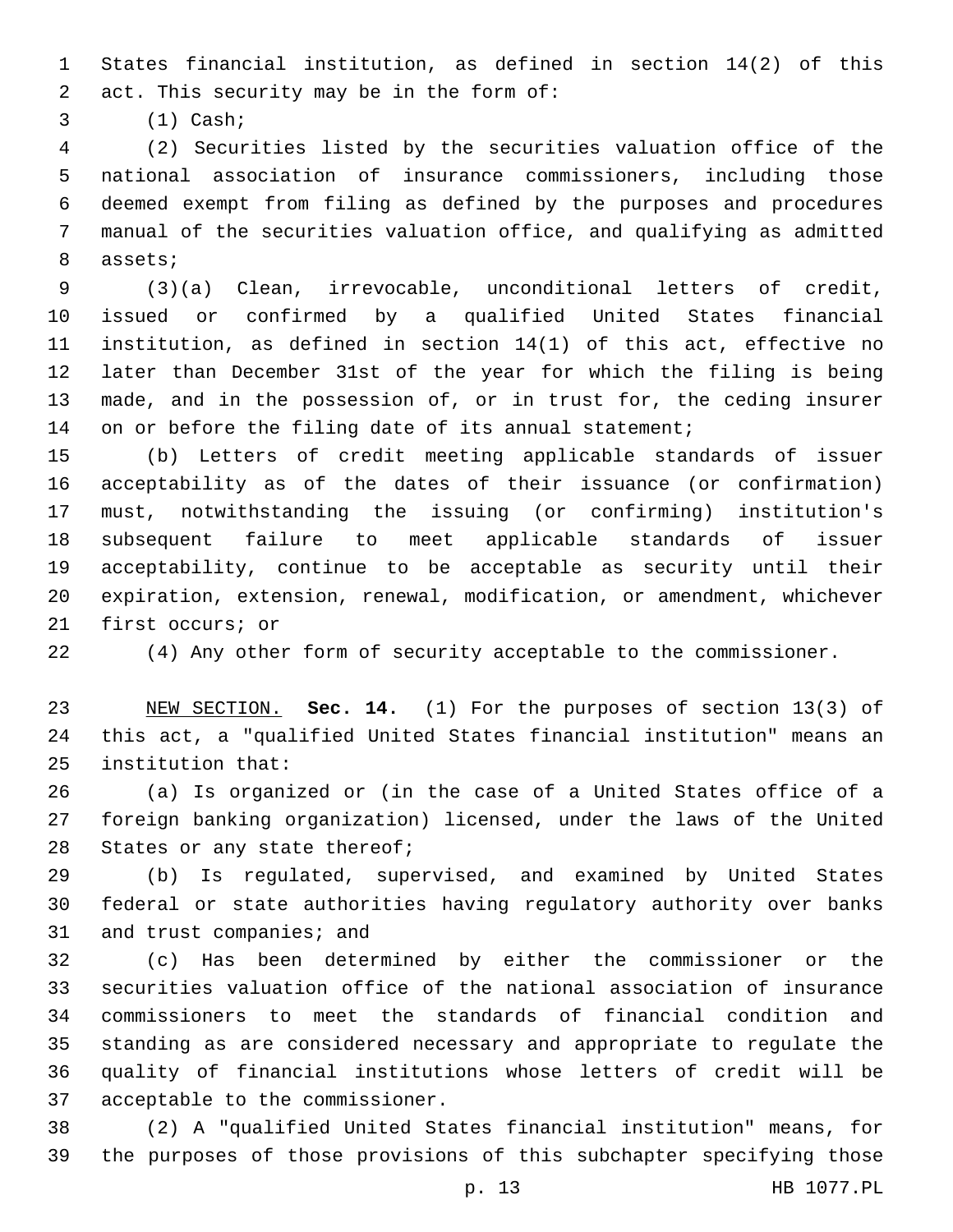States financial institution, as defined in section 14(2) of this act. This security may be in the form of:

(1) Cash;

(2) Securities listed by the securities valuation office of the national association of insurance commissioners, including those deemed exempt from filing as defined by the purposes and procedures manual of the securities valuation office, and qualifying as admitted assets;

(3)(a) Clean, irrevocable, unconditional letters of credit, issued or confirmed by a qualified United States financial institution, as defined in section 14(1) of this act, effective no later than December 31st of the year for which the filing is being made, and in the possession of, or in trust for, the ceding insurer on or before the filing date of its annual statement;

(b) Letters of credit meeting applicable standards of issuer acceptability as of the dates of their issuance (or confirmation) must, notwithstanding the issuing (or confirming) institution's subsequent failure to meet applicable standards of issuer acceptability, continue to be acceptable as security until their expiration, extension, renewal, modification, or amendment, whichever first occurs; or

(4) Any other form of security acceptable to the commissioner.

NEW SECTION. **Sec. 14.** (1) For the purposes of section 13(3) of this act, a "qualified United States financial institution" means an institution that:

(a) Is organized or (in the case of a United States office of a foreign banking organization) licensed, under the laws of the United States or any state thereof;

(b) Is regulated, supervised, and examined by United States federal or state authorities having regulatory authority over banks and trust companies; and

(c) Has been determined by either the commissioner or the securities valuation office of the national association of insurance commissioners to meet the standards of financial condition and standing as are considered necessary and appropriate to regulate the quality of financial institutions whose letters of credit will be acceptable to the commissioner.

(2) A "qualified United States financial institution" means, for the purposes of those provisions of this subchapter specifying those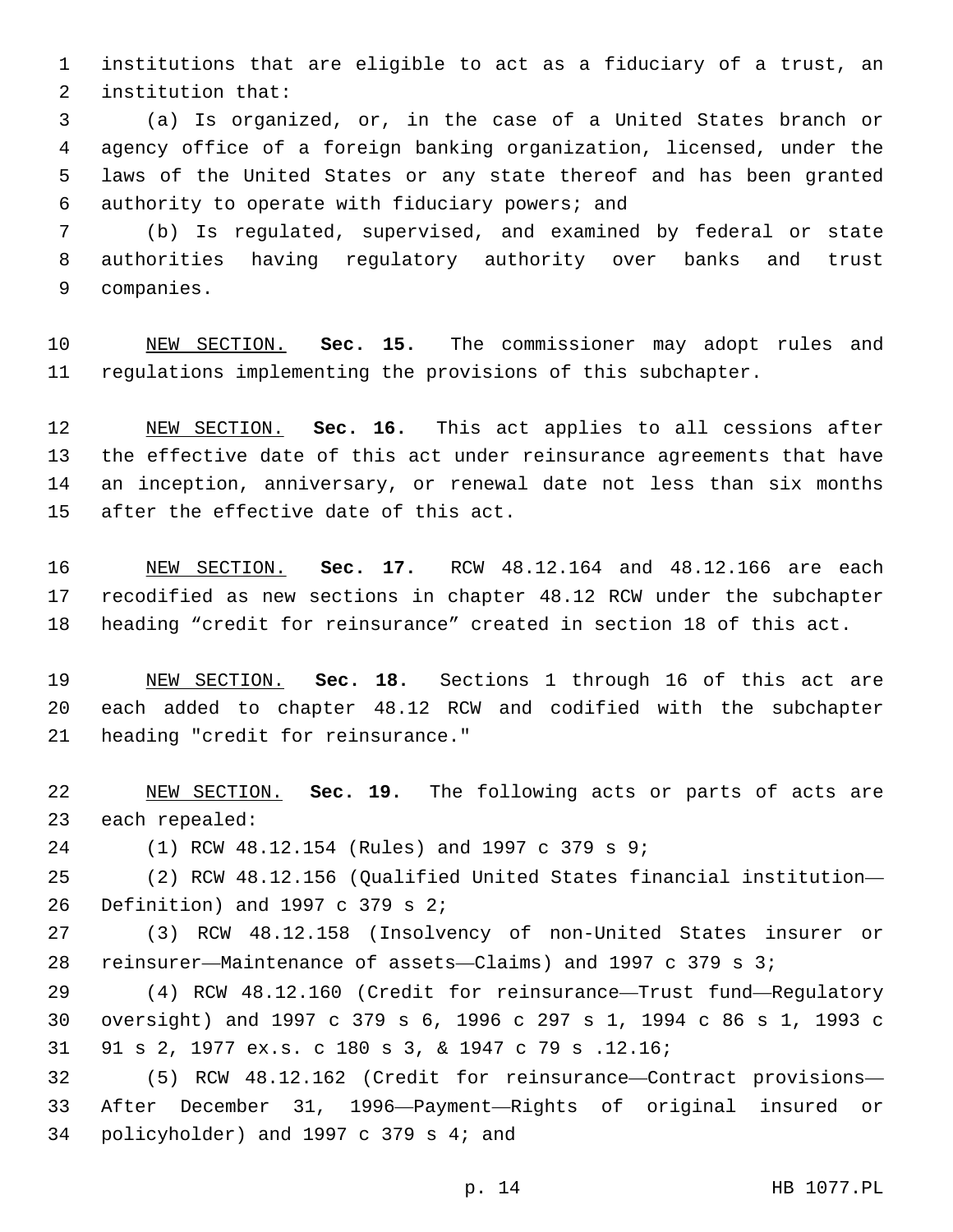institutions that are eligible to act as a fiduciary of a trust, an institution that:

(a) Is organized, or, in the case of a United States branch or agency office of a foreign banking organization, licensed, under the laws of the United States or any state thereof and has been granted authority to operate with fiduciary powers; and

(b) Is regulated, supervised, and examined by federal or state authorities having regulatory authority over banks and trust companies.

NEW SECTION. **Sec. 15.** The commissioner may adopt rules and regulations implementing the provisions of this subchapter.

NEW SECTION. **Sec. 16.** This act applies to all cessions after the effective date of this act under reinsurance agreements that have an inception, anniversary, or renewal date not less than six months after the effective date of this act.

NEW SECTION. **Sec. 17.** RCW 48.12.164 and 48.12.166 are each recodified as new sections in chapter 48.12 RCW under the subchapter heading "credit for reinsurance" created in section 18 of this act.

NEW SECTION. **Sec. 18.** Sections 1 through 16 of this act are each added to chapter 48.12 RCW and codified with the subchapter heading "credit for reinsurance."

NEW SECTION. **Sec. 19.** The following acts or parts of acts are each repealed:

(1) RCW 48.12.154 (Rules) and 1997 c 379 s 9;

(2) RCW 48.12.156 (Qualified United States financial institution—Definition) and 1997 c 379 s 2;

(3) RCW 48.12.158 (Insolvency of non-United States insurer or reinsurer—Maintenance of assets—Claims) and 1997 c 379 s 3;

(4) RCW 48.12.160 (Credit for reinsurance—Trust fund—Regulatory oversight) and 1997 c 379 s 6, 1996 c 297 s 1, 1994 c 86 s 1, 1993 c 91 s 2, 1977 ex.s. c 180 s 3, & 1947 c 79 s .12.16;

(5) RCW 48.12.162 (Credit for reinsurance—Contract provisions—After December 31, 1996—Payment—Rights of original insured or policyholder) and 1997 c 379 s 4; and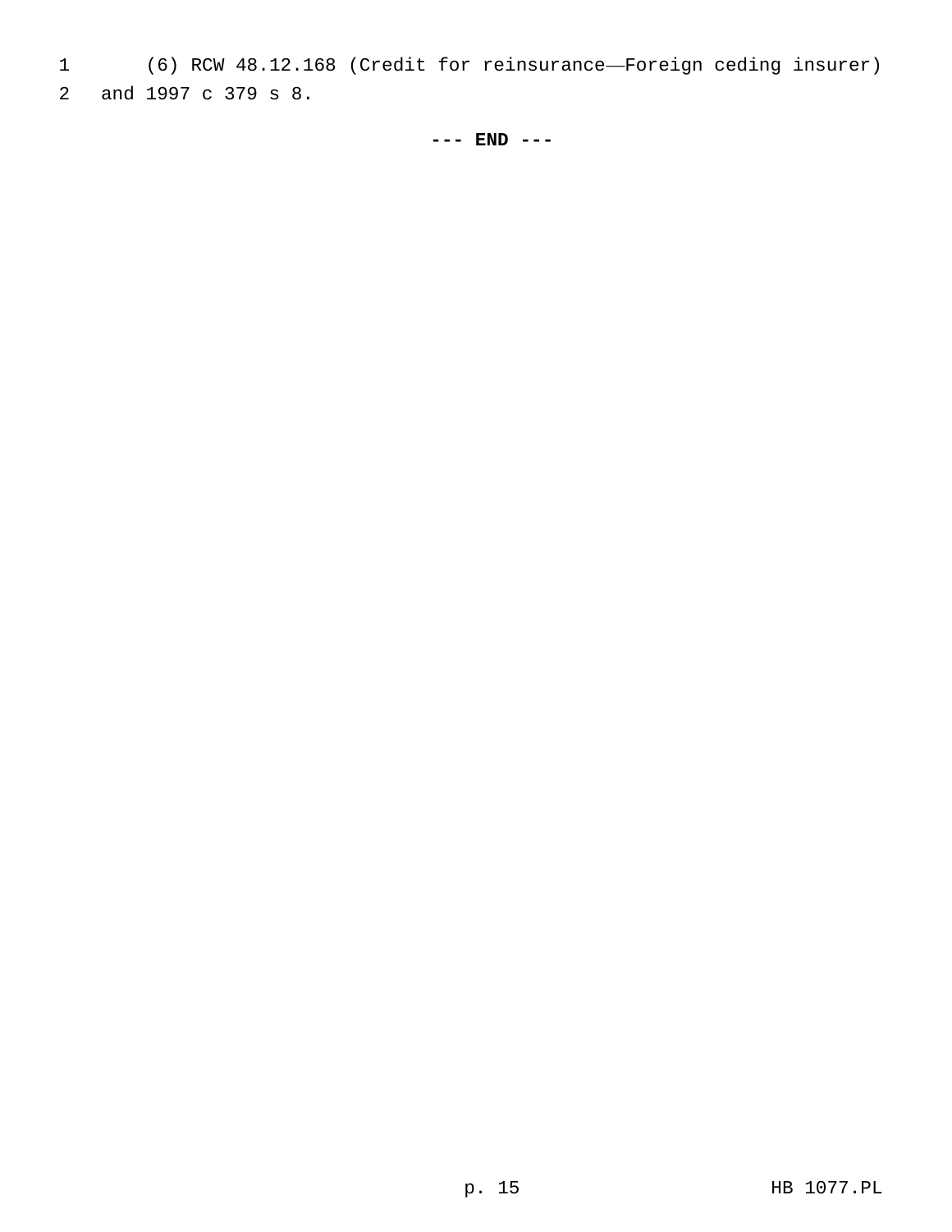(6) RCW 48.12.168 (Credit for reinsurance—Foreign ceding insurer) and 1997 c 379 s 8.

**--- END ---**